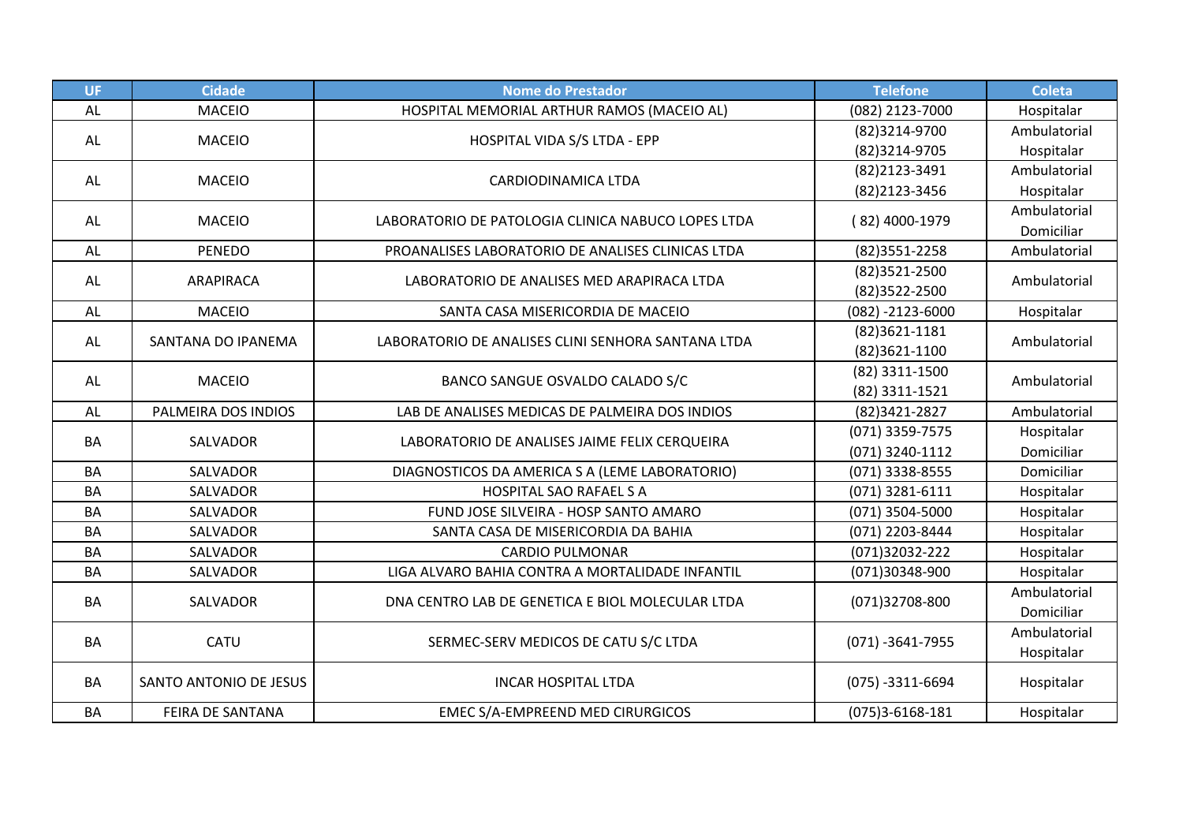| UF | Cidade | Nome do Prestador | Telefone | Coleta |
|---|---|---|---|---|
| AL | MACEIO | HOSPITAL MEMORIAL ARTHUR RAMOS (MACEIO AL) | (082) 2123-7000 | Hospitalar |
| AL | MACEIO | HOSPITAL VIDA S/S LTDA - EPP | (82)3214-9700<br>(82)3214-9705 | Ambulatorial<br>Hospitalar |
| AL | MACEIO | CARDIODINAMICA LTDA | (82)2123-3491<br>(82)2123-3456 | Ambulatorial<br>Hospitalar |
| AL | MACEIO | LABORATORIO DE PATOLOGIA CLINICA NABUCO LOPES LTDA | ( 82) 4000-1979 | Ambulatorial<br>Domiciliar |
| AL | PENEDO | PROANALISES LABORATORIO DE ANALISES CLINICAS LTDA | (82)3551-2258 | Ambulatorial |
| AL | ARAPIRACA | LABORATORIO DE ANALISES MED ARAPIRACA LTDA | (82)3521-2500<br>(82)3522-2500 | Ambulatorial |
| AL | MACEIO | SANTA CASA MISERICORDIA DE MACEIO | (082) -2123-6000 | Hospitalar |
| AL | SANTANA DO IPANEMA | LABORATORIO DE ANALISES CLINI SENHORA SANTANA LTDA | (82)3621-1181<br>(82)3621-1100 | Ambulatorial |
| AL | MACEIO | BANCO SANGUE OSVALDO CALADO S/C | (82) 3311-1500<br>(82) 3311-1521 | Ambulatorial |
| AL | PALMEIRA DOS INDIOS | LAB DE ANALISES MEDICAS DE PALMEIRA DOS INDIOS | (82)3421-2827 | Ambulatorial |
| BA | SALVADOR | LABORATORIO DE ANALISES JAIME FELIX CERQUEIRA | (071) 3359-7575<br>(071) 3240-1112 | Hospitalar<br>Domiciliar |
| BA | SALVADOR | DIAGNOSTICOS DA AMERICA S A (LEME LABORATORIO) | (071) 3338-8555 | Domiciliar |
| BA | SALVADOR | HOSPITAL SAO RAFAEL S A | (071) 3281-6111 | Hospitalar |
| BA | SALVADOR | FUND JOSE SILVEIRA - HOSP SANTO AMARO | (071) 3504-5000 | Hospitalar |
| BA | SALVADOR | SANTA CASA DE MISERICORDIA DA BAHIA | (071) 2203-8444 | Hospitalar |
| BA | SALVADOR | CARDIO PULMONAR | (071)32032-222 | Hospitalar |
| BA | SALVADOR | LIGA ALVARO BAHIA CONTRA A MORTALIDADE INFANTIL | (071)30348-900 | Hospitalar |
| BA | SALVADOR | DNA CENTRO LAB DE GENETICA E BIOL MOLECULAR LTDA | (071)32708-800 | Ambulatorial<br>Domiciliar |
| BA | CATU | SERMEC-SERV MEDICOS DE CATU S/C LTDA | (071) -3641-7955 | Ambulatorial<br>Hospitalar |
| BA | SANTO ANTONIO DE JESUS | INCAR HOSPITAL LTDA | (075) -3311-6694 | Hospitalar |
| BA | FEIRA DE SANTANA | EMEC S/A-EMPREEND MED CIRURGICOS | (075)3-6168-181 | Hospitalar |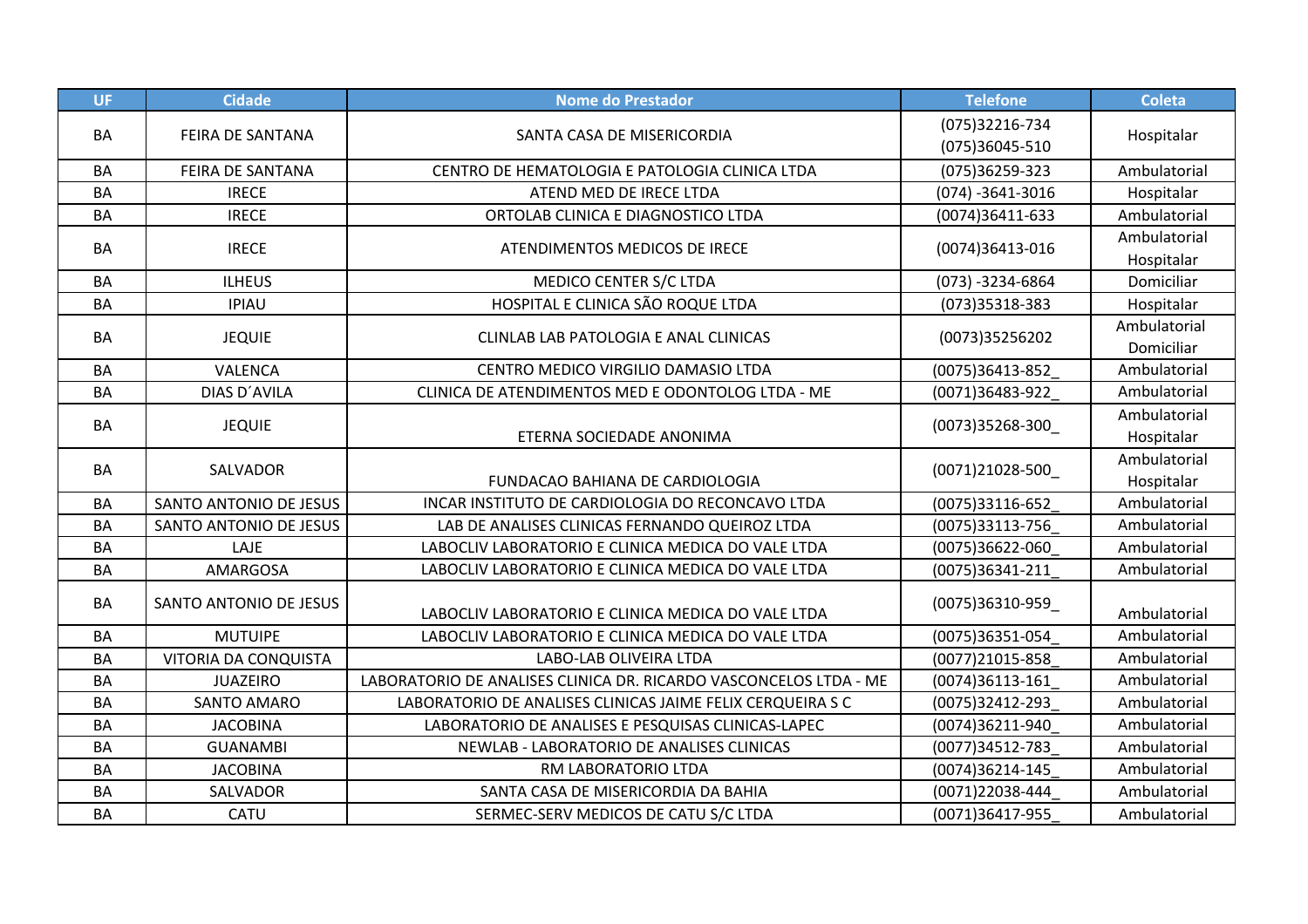| UF | Cidade | Nome do Prestador | Telefone | Coleta |
|---|---|---|---|---|
| BA | FEIRA DE SANTANA | SANTA CASA DE MISERICORDIA | (075)32216-734 (075)36045-510 | Hospitalar |
| BA | FEIRA DE SANTANA | CENTRO DE HEMATOLOGIA E PATOLOGIA CLINICA LTDA | (075)36259-323 | Ambulatorial |
| BA | IRECE | ATEND MED DE IRECE LTDA | (074) -3641-3016 | Hospitalar |
| BA | IRECE | ORTOLAB CLINICA E DIAGNOSTICO LTDA | (0074)36411-633 | Ambulatorial |
| BA | IRECE | ATENDIMENTOS MEDICOS DE IRECE | (0074)36413-016 | Ambulatorial Hospitalar |
| BA | ILHEUS | MEDICO CENTER S/C LTDA | (073) -3234-6864 | Domiciliar |
| BA | IPIAU | HOSPITAL E CLINICA SÃO ROQUE LTDA | (073)35318-383 | Hospitalar |
| BA | JEQUIE | CLINLAB LAB PATOLOGIA E ANAL CLINICAS | (0073)35256202 | Ambulatorial Domiciliar |
| BA | VALENCA | CENTRO MEDICO VIRGILIO DAMASIO LTDA | (0075)36413-852_ | Ambulatorial |
| BA | DIAS D´AVILA | CLINICA DE ATENDIMENTOS MED E ODONTOLOG LTDA - ME | (0071)36483-922_ | Ambulatorial |
| BA | JEQUIE | ETERNA SOCIEDADE ANONIMA | (0073)35268-300_ | Ambulatorial Hospitalar |
| BA | SALVADOR | FUNDACAO BAHIANA DE CARDIOLOGIA | (0071)21028-500_ | Ambulatorial Hospitalar |
| BA | SANTO ANTONIO DE JESUS | INCAR INSTITUTO DE CARDIOLOGIA DO RECONCAVO LTDA | (0075)33116-652_ | Ambulatorial |
| BA | SANTO ANTONIO DE JESUS | LAB DE ANALISES CLINICAS FERNANDO QUEIROZ LTDA | (0075)33113-756_ | Ambulatorial |
| BA | LAJE | LABOCLIV LABORATORIO E CLINICA MEDICA DO VALE LTDA | (0075)36622-060_ | Ambulatorial |
| BA | AMARGOSA | LABOCLIV LABORATORIO E CLINICA MEDICA DO VALE LTDA | (0075)36341-211_ | Ambulatorial |
| BA | SANTO ANTONIO DE JESUS | LABOCLIV LABORATORIO E CLINICA MEDICA DO VALE LTDA | (0075)36310-959_ | Ambulatorial |
| BA | MUTUIPE | LABOCLIV LABORATORIO E CLINICA MEDICA DO VALE LTDA | (0075)36351-054_ | Ambulatorial |
| BA | VITORIA DA CONQUISTA | LABO-LAB OLIVEIRA LTDA | (0077)21015-858_ | Ambulatorial |
| BA | JUAZEIRO | LABORATORIO DE ANALISES CLINICA DR. RICARDO VASCONCELOS LTDA - ME | (0074)36113-161_ | Ambulatorial |
| BA | SANTO AMARO | LABORATORIO DE ANALISES CLINICAS JAIME FELIX CERQUEIRA S C | (0075)32412-293_ | Ambulatorial |
| BA | JACOBINA | LABORATORIO DE ANALISES E PESQUISAS CLINICAS-LAPEC | (0074)36211-940_ | Ambulatorial |
| BA | GUANAMBI | NEWLAB - LABORATORIO DE ANALISES CLINICAS | (0077)34512-783_ | Ambulatorial |
| BA | JACOBINA | RM LABORATORIO LTDA | (0074)36214-145_ | Ambulatorial |
| BA | SALVADOR | SANTA CASA DE MISERICORDIA DA BAHIA | (0071)22038-444_ | Ambulatorial |
| BA | CATU | SERMEC-SERV MEDICOS DE CATU S/C LTDA | (0071)36417-955_ | Ambulatorial |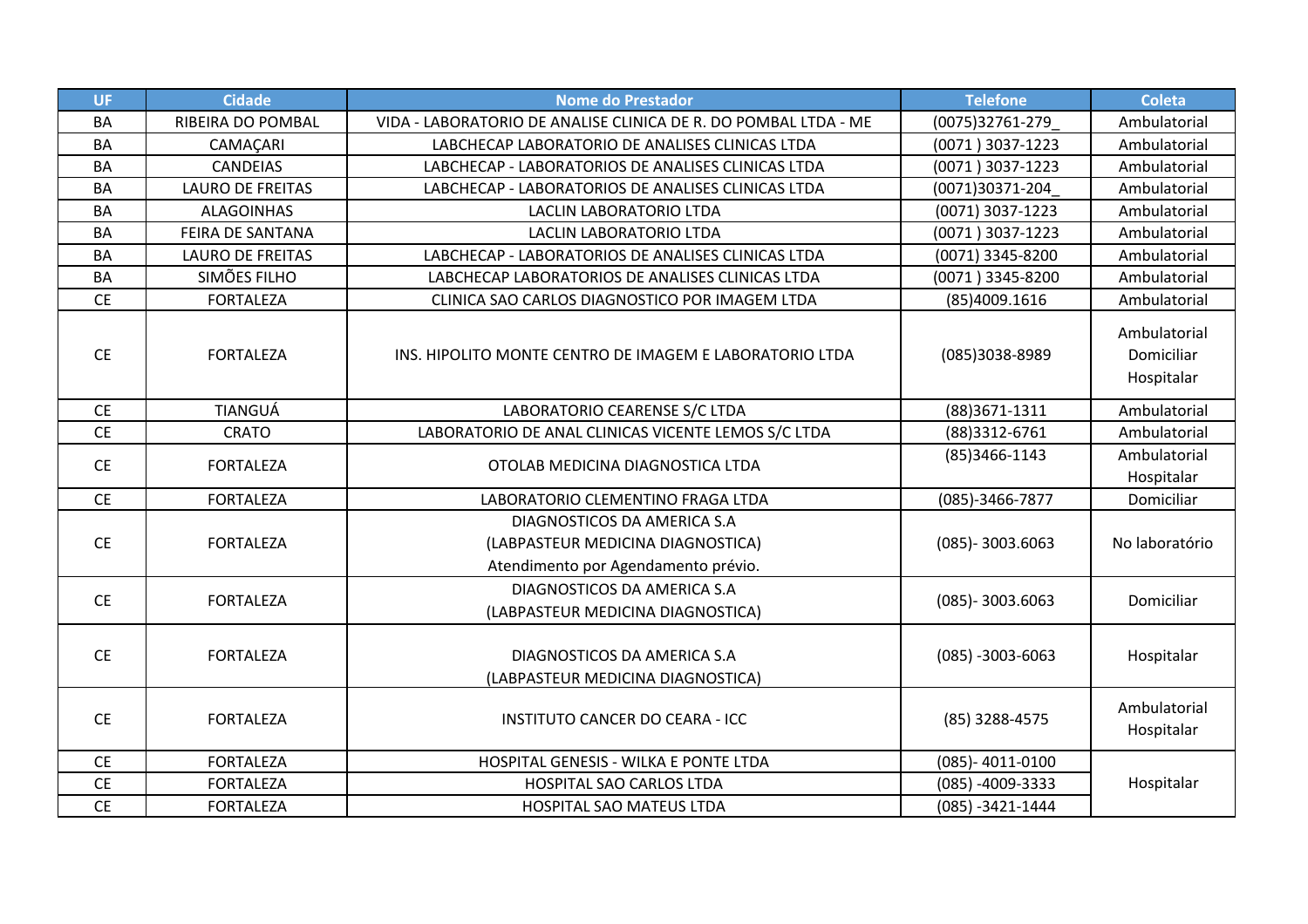| UF | Cidade | Nome do Prestador | Telefone | Coleta |
|---|---|---|---|---|
| BA | RIBEIRA DO POMBAL | VIDA - LABORATORIO DE ANALISE CLINICA DE R. DO POMBAL LTDA - ME | (0075)32761-279_ | Ambulatorial |
| BA | CAMAÇARI | LABCHECAP LABORATORIO DE ANALISES CLINICAS LTDA | (0071 ) 3037-1223 | Ambulatorial |
| BA | CANDEIAS | LABCHECAP - LABORATORIOS DE ANALISES CLINICAS LTDA | (0071 ) 3037-1223 | Ambulatorial |
| BA | LAURO DE FREITAS | LABCHECAP - LABORATORIOS DE ANALISES CLINICAS LTDA | (0071)30371-204_ | Ambulatorial |
| BA | ALAGOINHAS | LACLIN LABORATORIO LTDA | (0071) 3037-1223 | Ambulatorial |
| BA | FEIRA DE SANTANA | LACLIN LABORATORIO LTDA | (0071 ) 3037-1223 | Ambulatorial |
| BA | LAURO DE FREITAS | LABCHECAP - LABORATORIOS DE ANALISES CLINICAS LTDA | (0071) 3345-8200 | Ambulatorial |
| BA | SIMÕES FILHO | LABCHECAP LABORATORIOS DE ANALISES CLINICAS LTDA | (0071 ) 3345-8200 | Ambulatorial |
| CE | FORTALEZA | CLINICA SAO CARLOS DIAGNOSTICO POR IMAGEM LTDA | (85)4009.1616 | Ambulatorial |
| CE | FORTALEZA | INS. HIPOLITO MONTE CENTRO DE IMAGEM E LABORATORIO LTDA | (085)3038-8989 | Ambulatorial<br>Domiciliar<br>Hospitalar |
| CE | TIANGUÁ | LABORATORIO CEARENSE S/C LTDA | (88)3671-1311 | Ambulatorial |
| CE | CRATO | LABORATORIO DE ANAL CLINICAS VICENTE LEMOS S/C LTDA | (88)3312-6761 | Ambulatorial |
| CE | FORTALEZA | OTOLAB MEDICINA DIAGNOSTICA LTDA | (85)3466-1143 | Ambulatorial<br>Hospitalar |
| CE | FORTALEZA | LABORATORIO CLEMENTINO FRAGA LTDA | (085)-3466-7877 | Domiciliar |
| CE | FORTALEZA | DIAGNOSTICOS DA AMERICA S.A<br>(LABPASTEUR MEDICINA DIAGNOSTICA)<br>Atendimento por Agendamento prévio. | (085)- 3003.6063 | No laboratório |
| CE | FORTALEZA | DIAGNOSTICOS DA AMERICA S.A<br>(LABPASTEUR MEDICINA DIAGNOSTICA) | (085)- 3003.6063 | Domiciliar |
| CE | FORTALEZA | DIAGNOSTICOS DA AMERICA S.A<br>(LABPASTEUR MEDICINA DIAGNOSTICA) | (085) -3003-6063 | Hospitalar |
| CE | FORTALEZA | INSTITUTO CANCER DO CEARA - ICC | (85) 3288-4575 | Ambulatorial<br>Hospitalar |
| CE | FORTALEZA | HOSPITAL GENESIS - WILKA E PONTE LTDA | (085)- 4011-0100 | Hospitalar |
| CE | FORTALEZA | HOSPITAL SAO CARLOS LTDA | (085) -4009-3333 | Hospitalar |
| CE | FORTALEZA | HOSPITAL SAO MATEUS LTDA | (085) -3421-1444 | Hospitalar |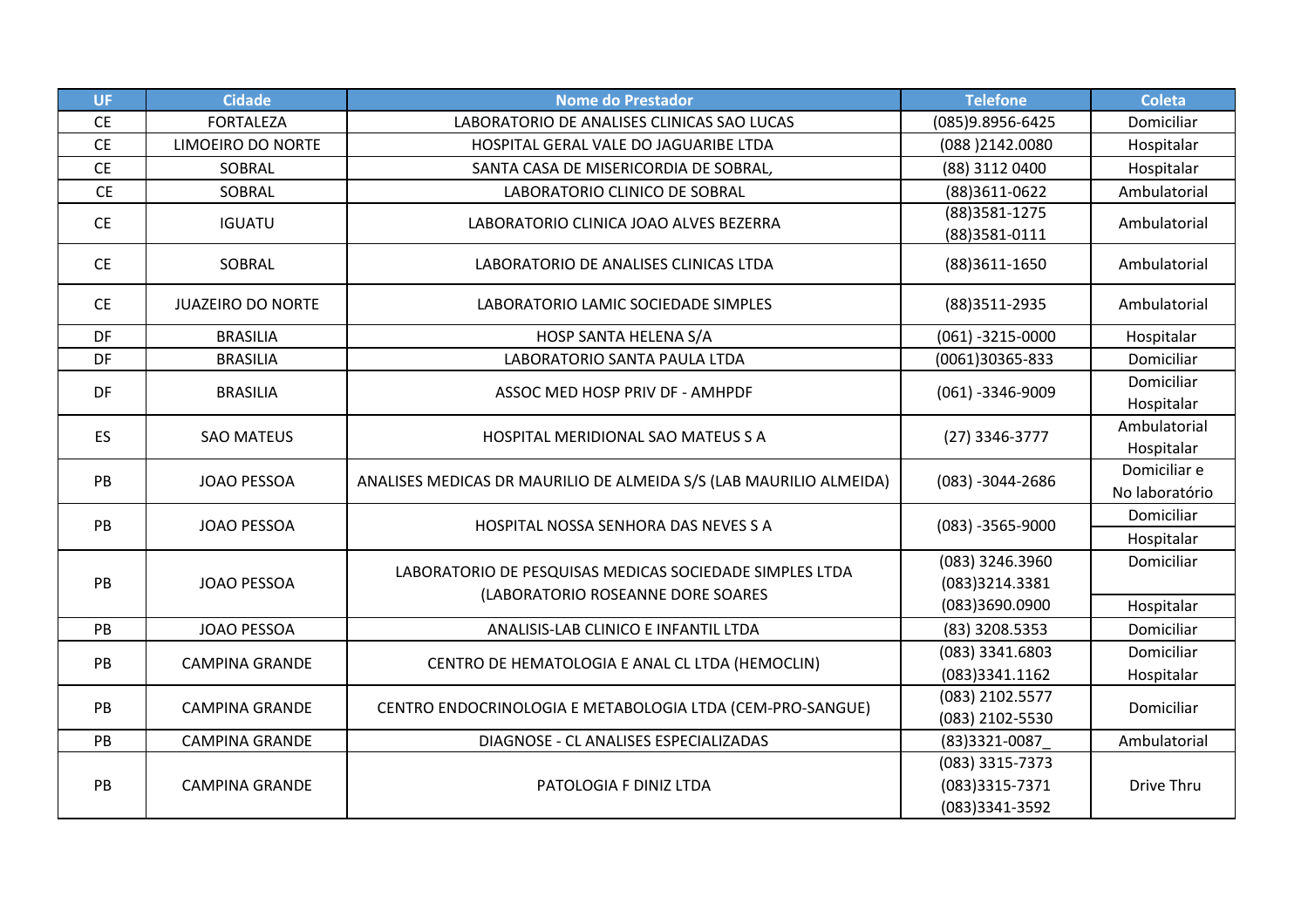| UF | Cidade | Nome do Prestador | Telefone | Coleta |
|---|---|---|---|---|
| CE | FORTALEZA | LABORATORIO DE ANALISES CLINICAS SAO LUCAS | (085)9.8956-6425 | Domiciliar |
| CE | LIMOEIRO DO NORTE | HOSPITAL GERAL VALE DO JAGUARIBE LTDA | (088 )2142.0080 | Hospitalar |
| CE | SOBRAL | SANTA CASA DE MISERICORDIA DE SOBRAL, | (88) 3112 0400 | Hospitalar |
| CE | SOBRAL | LABORATORIO CLINICO DE SOBRAL | (88)3611-0622 | Ambulatorial |
| CE | IGUATU | LABORATORIO CLINICA JOAO ALVES BEZERRA | (88)3581-1275 (88)3581-0111 | Ambulatorial |
| CE | SOBRAL | LABORATORIO DE ANALISES CLINICAS LTDA | (88)3611-1650 | Ambulatorial |
| CE | JUAZEIRO DO NORTE | LABORATORIO LAMIC SOCIEDADE SIMPLES | (88)3511-2935 | Ambulatorial |
| DF | BRASILIA | HOSP SANTA HELENA S/A | (061) -3215-0000 | Hospitalar |
| DF | BRASILIA | LABORATORIO SANTA PAULA LTDA | (0061)30365-833 | Domiciliar |
| DF | BRASILIA | ASSOC MED HOSP PRIV DF - AMHPDF | (061) -3346-9009 | Domiciliar Hospitalar |
| ES | SAO MATEUS | HOSPITAL MERIDIONAL SAO MATEUS S A | (27) 3346-3777 | Ambulatorial Hospitalar |
| PB | JOAO PESSOA | ANALISES MEDICAS DR MAURILIO DE ALMEIDA S/S (LAB MAURILIO ALMEIDA) | (083) -3044-2686 | Domiciliar e No laboratório |
| PB | JOAO PESSOA | HOSPITAL NOSSA SENHORA DAS NEVES S A | (083) -3565-9000 | Domiciliar Hospitalar |
| PB | JOAO PESSOA | LABORATORIO DE PESQUISAS MEDICAS SOCIEDADE SIMPLES LTDA (LABORATORIO ROSEANNE DORE SOARES | (083) 3246.3960 (083)3214.3381 (083)3690.0900 | Domiciliar Hospitalar |
| PB | JOAO PESSOA | ANALISIS-LAB CLINICO E INFANTIL LTDA | (83) 3208.5353 | Domiciliar |
| PB | CAMPINA GRANDE | CENTRO DE HEMATOLOGIA E ANAL CL LTDA (HEMOCLIN) | (083) 3341.6803 (083)3341.1162 | Domiciliar Hospitalar |
| PB | CAMPINA GRANDE | CENTRO ENDOCRINOLOGIA E METABOLOGIA LTDA (CEM-PRO-SANGUE) | (083) 2102.5577 (083) 2102-5530 | Domiciliar |
| PB | CAMPINA GRANDE | DIAGNOSE - CL ANALISES ESPECIALIZADAS | (83)3321-0087_ | Ambulatorial |
| PB | CAMPINA GRANDE | PATOLOGIA F DINIZ LTDA | (083) 3315-7373 (083)3315-7371 (083)3341-3592 | Drive Thru |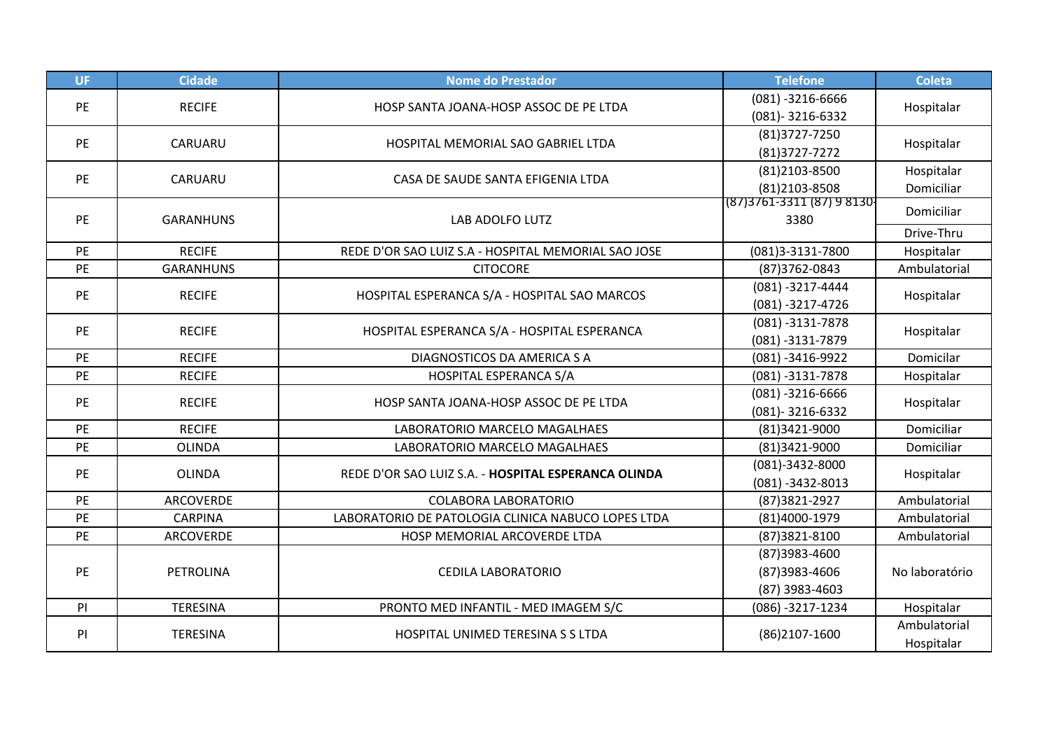| UF | Cidade | Nome do Prestador | Telefone | Coleta |
|---|---|---|---|---|
| PE | RECIFE | HOSP SANTA JOANA-HOSP ASSOC DE PE LTDA | (081) -3216-6666<br>(081)- 3216-6332 | Hospitalar |
| PE | CARUARU | HOSPITAL MEMORIAL SAO GABRIEL LTDA | (81)3727-7250<br>(81)3727-7272 | Hospitalar |
| PE | CARUARU | CASA DE SAUDE SANTA EFIGENIA LTDA | (81)2103-8500<br>(81)2103-8508 | Hospitalar<br>Domiciliar |
| PE | GARANHUNS | LAB ADOLFO LUTZ | (87)3761-3311 (87) 9 8130-3380 | Domiciliar<br>Drive-Thru |
| PE | RECIFE | REDE D'OR SAO LUIZ S.A - HOSPITAL MEMORIAL SAO JOSE | (081)3-3131-7800 | Hospitalar |
| PE | GARANHUNS | CITOCORE | (87)3762-0843 | Ambulatorial |
| PE | RECIFE | HOSPITAL ESPERANCA S/A - HOSPITAL SAO MARCOS | (081) -3217-4444<br>(081) -3217-4726 | Hospitalar |
| PE | RECIFE | HOSPITAL ESPERANCA S/A - HOSPITAL ESPERANCA | (081) -3131-7878<br>(081) -3131-7879 | Hospitalar |
| PE | RECIFE | DIAGNOSTICOS DA AMERICA S A | (081) -3416-9922 | Domicilar |
| PE | RECIFE | HOSPITAL ESPERANCA S/A | (081) -3131-7878 | Hospitalar |
| PE | RECIFE | HOSP SANTA JOANA-HOSP ASSOC DE PE LTDA | (081) -3216-6666<br>(081)- 3216-6332 | Hospitalar |
| PE | RECIFE | LABORATORIO MARCELO MAGALHAES | (81)3421-9000 | Domiciliar |
| PE | OLINDA | LABORATORIO MARCELO MAGALHAES | (81)3421-9000 | Domiciliar |
| PE | OLINDA | REDE D'OR SAO LUIZ S.A. - **HOSPITAL ESPERANCA OLINDA** | (081)-3432-8000<br>(081) -3432-8013 | Hospitalar |
| PE | ARCOVERDE | COLABORA LABORATORIO | (87)3821-2927 | Ambulatorial |
| PE | CARPINA | LABORATORIO DE PATOLOGIA CLINICA NABUCO LOPES LTDA | (81)4000-1979 | Ambulatorial |
| PE | ARCOVERDE | HOSP MEMORIAL ARCOVERDE LTDA | (87)3821-8100 | Ambulatorial |
| PE | PETROLINA | CEDILA LABORATORIO | (87)3983-4600<br>(87)3983-4606<br>(87) 3983-4603 | No laboratório |
| PI | TERESINA | PRONTO MED INFANTIL - MED IMAGEM S/C | (086) -3217-1234 | Hospitalar |
| PI | TERESINA | HOSPITAL UNIMED TERESINA S S LTDA | (86)2107-1600 | Ambulatorial<br>Hospitalar |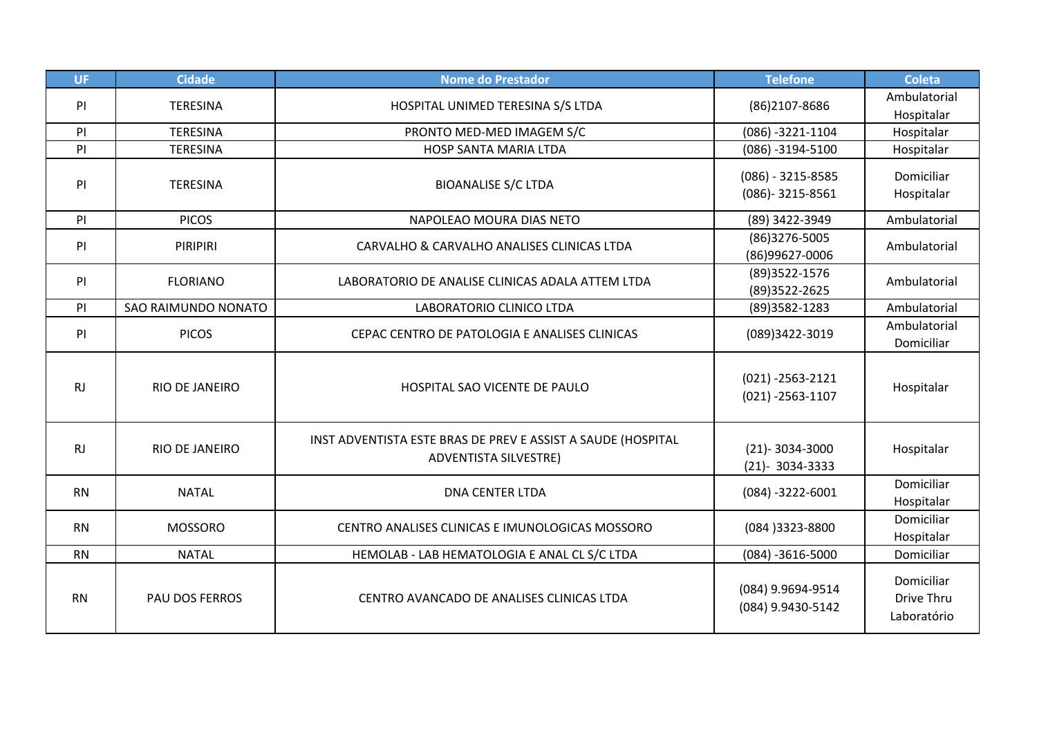| UF | Cidade | Nome do Prestador | Telefone | Coleta |
|---|---|---|---|---|
| PI | TERESINA | HOSPITAL UNIMED TERESINA S/S LTDA | (86)2107-8686 | Ambulatorial Hospitalar |
| PI | TERESINA | PRONTO MED-MED IMAGEM S/C | (086) -3221-1104 | Hospitalar |
| PI | TERESINA | HOSP SANTA MARIA LTDA | (086) -3194-5100 | Hospitalar |
| PI | TERESINA | BIOANALISE S/C LTDA | (086) - 3215-8585 (086)- 3215-8561 | Domiciliar Hospitalar |
| PI | PICOS | NAPOLEAO MOURA DIAS NETO | (89) 3422-3949 | Ambulatorial |
| PI | PIRIPIRI | CARVALHO & CARVALHO ANALISES CLINICAS LTDA | (86)3276-5005 (86)99627-0006 | Ambulatorial |
| PI | FLORIANO | LABORATORIO DE ANALISE CLINICAS ADALA ATTEM LTDA | (89)3522-1576 (89)3522-2625 | Ambulatorial |
| PI | SAO RAIMUNDO NONATO | LABORATORIO CLINICO LTDA | (89)3582-1283 | Ambulatorial |
| PI | PICOS | CEPAC CENTRO DE PATOLOGIA E ANALISES CLINICAS | (089)3422-3019 | Ambulatorial Domiciliar |
| RJ | RIO DE JANEIRO | HOSPITAL SAO VICENTE DE PAULO | (021) -2563-2121 (021) -2563-1107 | Hospitalar |
| RJ | RIO DE JANEIRO | INST ADVENTISTA ESTE BRAS DE PREV E ASSIST A SAUDE (HOSPITAL ADVENTISTA SILVESTRE) | (21)- 3034-3000 (21)- 3034-3333 | Hospitalar |
| RN | NATAL | DNA CENTER LTDA | (084) -3222-6001 | Domiciliar Hospitalar |
| RN | MOSSORO | CENTRO ANALISES CLINICAS E IMUNOLOGICAS MOSSORO | (084 )3323-8800 | Domiciliar Hospitalar |
| RN | NATAL | HEMOLAB - LAB HEMATOLOGIA E ANAL CL S/C LTDA | (084) -3616-5000 | Domiciliar |
| RN | PAU DOS FERROS | CENTRO AVANCADO DE ANALISES CLINICAS LTDA | (084) 9.9694-9514 (084) 9.9430-5142 | Domiciliar Drive Thru Laboratório |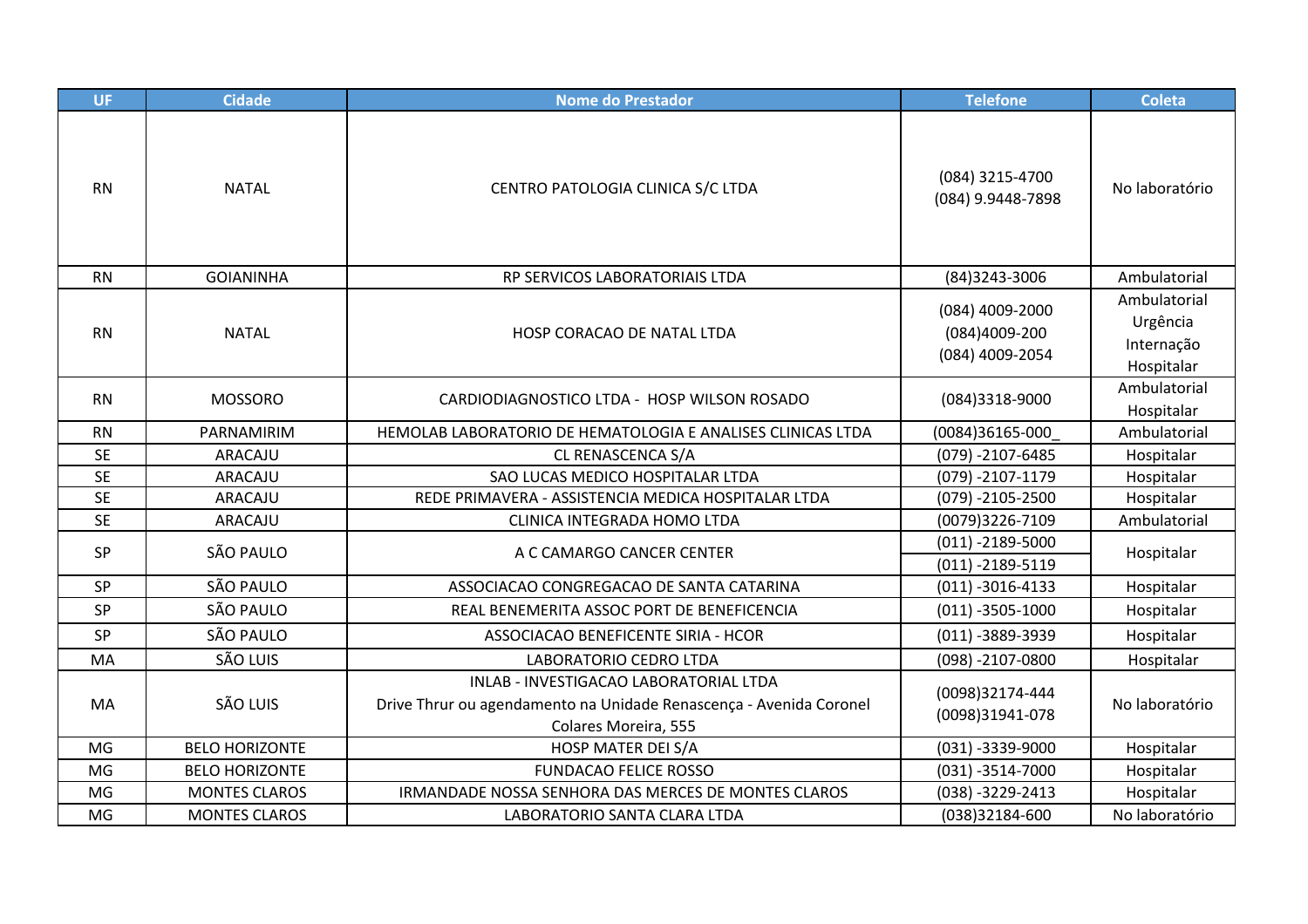| UF | Cidade | Nome do Prestador | Telefone | Coleta |
|---|---|---|---|---|
| RN | NATAL | CENTRO PATOLOGIA CLINICA S/C LTDA | (084) 3215-4700<br>(084) 9.9448-7898 | No laboratório |
| RN | GOIANINHA | RP SERVICOS LABORATORIAIS LTDA | (84)3243-3006 | Ambulatorial |
| RN | NATAL | HOSP CORACAO DE NATAL LTDA | (084) 4009-2000<br>(084)4009-200<br>(084) 4009-2054 | Ambulatorial<br>Urgência<br>Internação<br>Hospitalar |
| RN | MOSSORO | CARDIODIAGNOSTICO LTDA - HOSP WILSON ROSADO | (084)3318-9000 | Ambulatorial<br>Hospitalar |
| RN | PARNAMIRIM | HEMOLAB LABORATORIO DE HEMATOLOGIA E ANALISES CLINICAS LTDA | (0084)36165-000_ | Ambulatorial |
| SE | ARACAJU | CL RENASCENCA S/A | (079) -2107-6485 | Hospitalar |
| SE | ARACAJU | SAO LUCAS MEDICO HOSPITALAR LTDA | (079) -2107-1179 | Hospitalar |
| SE | ARACAJU | REDE PRIMAVERA - ASSISTENCIA MEDICA HOSPITALAR LTDA | (079) -2105-2500 | Hospitalar |
| SE | ARACAJU | CLINICA INTEGRADA HOMO LTDA | (0079)3226-7109 | Ambulatorial |
| SP | SÃO PAULO | A C CAMARGO CANCER CENTER | (011) -2189-5000<br>(011) -2189-5119 | Hospitalar |
| SP | SÃO PAULO | ASSOCIACAO CONGREGACAO DE SANTA CATARINA | (011) -3016-4133 | Hospitalar |
| SP | SÃO PAULO | REAL BENEMERITA ASSOC PORT DE BENEFICENCIA | (011) -3505-1000 | Hospitalar |
| SP | SÃO PAULO | ASSOCIACAO BENEFICENTE SIRIA - HCOR | (011) -3889-3939 | Hospitalar |
| MA | SÃO LUIS | LABORATORIO CEDRO LTDA | (098) -2107-0800 | Hospitalar |
| MA | SÃO LUIS | INLAB - INVESTIGACAO LABORATORIAL LTDA<br>Drive Thrur ou agendamento na Unidade Renascença - Avenida Coronel Colares Moreira, 555 | (0098)32174-444<br>(0098)31941-078 | No laboratório |
| MG | BELO HORIZONTE | HOSP MATER DEI S/A | (031) -3339-9000 | Hospitalar |
| MG | BELO HORIZONTE | FUNDACAO FELICE ROSSO | (031) -3514-7000 | Hospitalar |
| MG | MONTES CLAROS | IRMANDADE NOSSA SENHORA DAS MERCES DE MONTES CLAROS | (038) -3229-2413 | Hospitalar |
| MG | MONTES CLAROS | LABORATORIO SANTA CLARA LTDA | (038)32184-600 | No laboratório |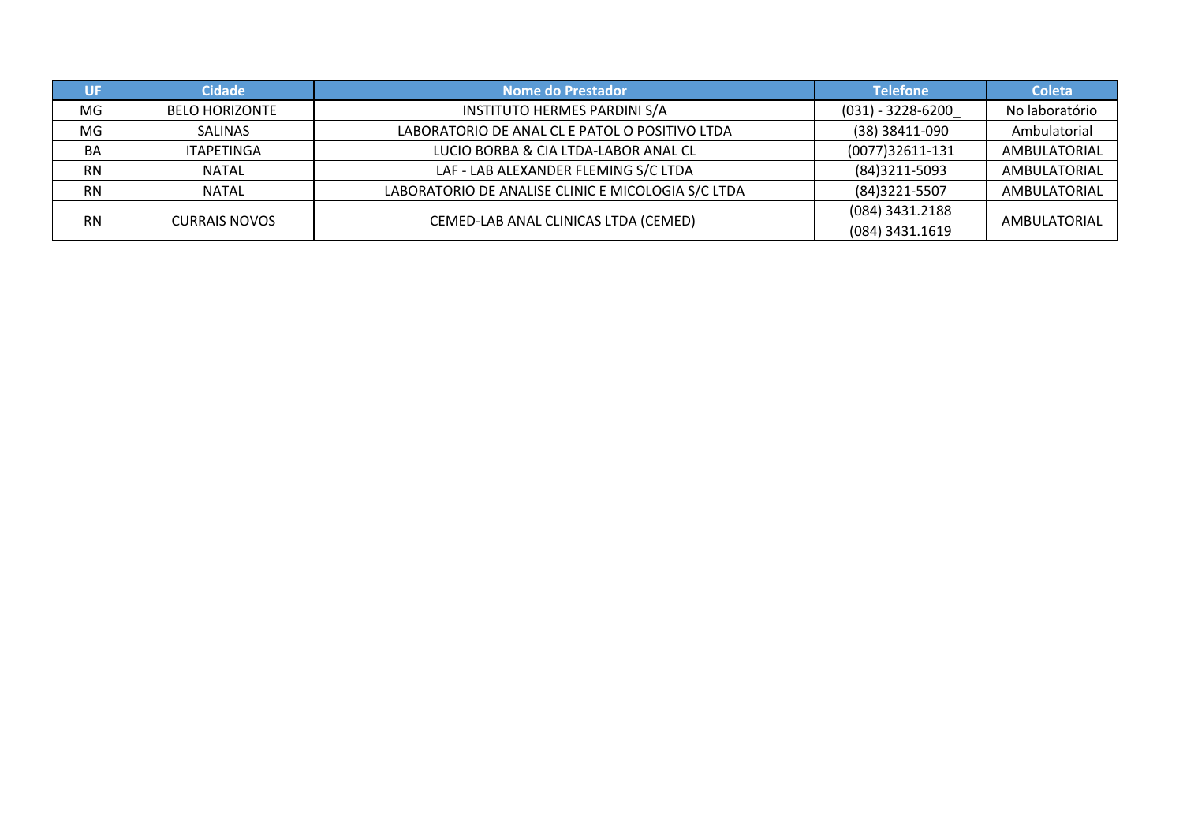| UF | Cidade | Nome do Prestador | Telefone | Coleta |
|---|---|---|---|---|
| MG | BELO HORIZONTE | INSTITUTO HERMES PARDINI S/A | (031) - 3228-6200_ | No laboratório |
| MG | SALINAS | LABORATORIO DE ANAL CL E PATOL O POSITIVO LTDA | (38) 38411-090 | Ambulatorial |
| BA | ITAPETINGA | LUCIO BORBA & CIA LTDA-LABOR ANAL CL | (0077)32611-131 | AMBULATORIAL |
| RN | NATAL | LAF - LAB ALEXANDER FLEMING S/C LTDA | (84)3211-5093 | AMBULATORIAL |
| RN | NATAL | LABORATORIO DE ANALISE CLINIC E MICOLOGIA S/C LTDA | (84)3221-5507 | AMBULATORIAL |
| RN | CURRAIS NOVOS | CEMED-LAB ANAL CLINICAS LTDA (CEMED) | (084) 3431.2188<br>(084) 3431.1619 | AMBULATORIAL |